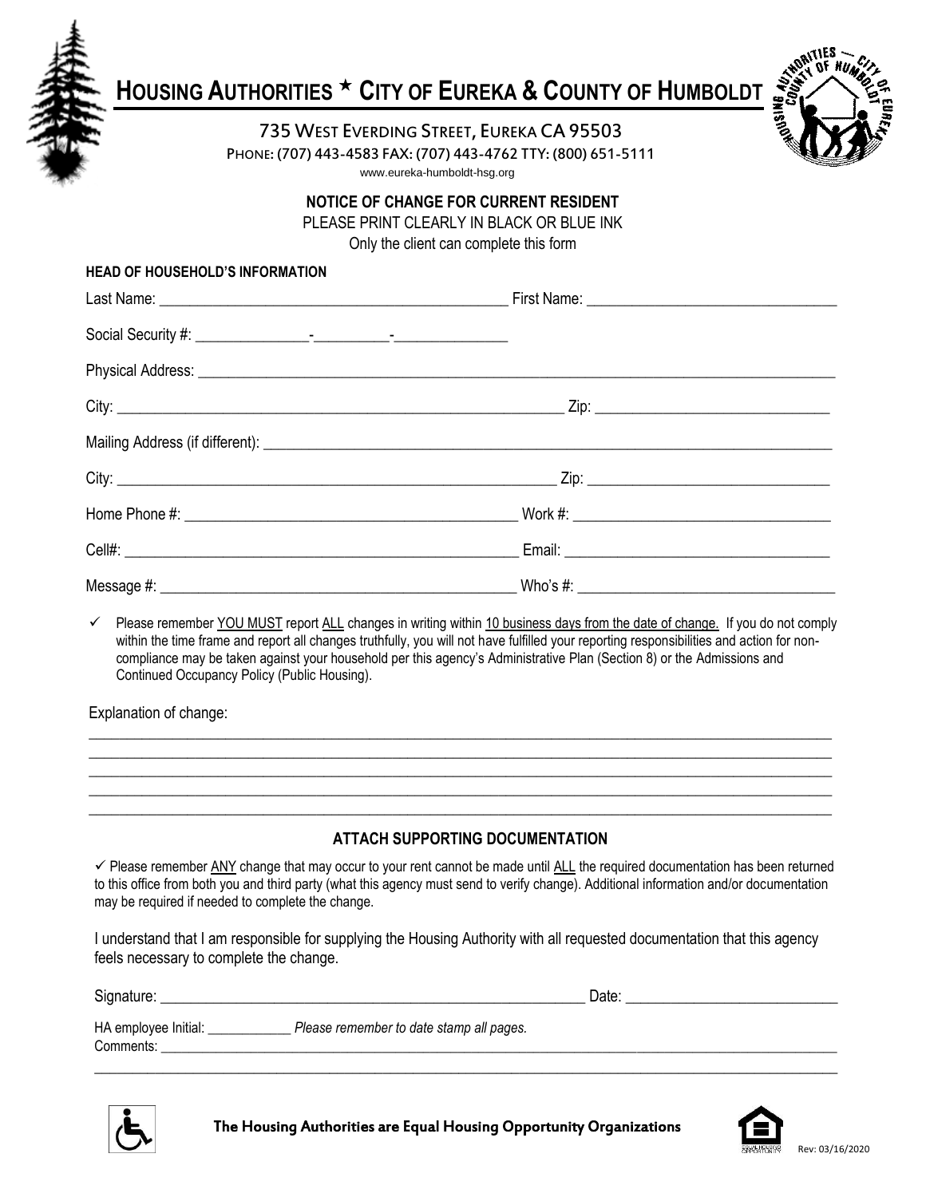# HOUSING AUTHORITIES ★ CITY OF EUREKA & COUNTY OF HUMBOLDT

735 WEST EVERDING STREET, EUREKA CA 95503
PHONE: (707) 443-4583 FAX: (707) 443-4762 TTY: (800) 651-5111
www.eureka-humboldt-hsg.org

**NOTICE OF CHANGE FOR CURRENT RESIDENT**

PLEASE PRINT CLEARLY IN BLACK OR BLUE INK

Only the client can complete this form

**HEAD OF HOUSEHOLD'S INFORMATION**

Last Name: _____________________________________________ First Name: ________________________________

Social Security #: _______________-__________-_______________

Physical Address: ______________________________________________________________________________

City: ____________________________________________________________ Zip: ______________________________

Mailing Address (if different): _______________________________________________________________________

City: ____________________________________________________________ Zip: ______________________________

Home Phone #: __________________________________________ Work #: _________________________________

Cell#: ___________________________________________________ Email: __________________________________

Message #: ______________________________________________ Who's #: ________________________________

✓ Please remember YOU MUST report ALL changes in writing within 10 business days from the date of change. If you do not comply within the time frame and report all changes truthfully, you will not have fulfilled your reporting responsibilities and action for non-compliance may be taken against your household per this agency's Administrative Plan (Section 8) or the Admissions and Continued Occupancy Policy (Public Housing).

Explanation of change:

______________________________________________________________________________________________

______________________________________________________________________________________________

______________________________________________________________________________________________

______________________________________________________________________________________________

______________________________________________________________________________________________

**ATTACH SUPPORTING DOCUMENTATION**

✓ Please remember ANY change that may occur to your rent cannot be made until ALL the required documentation has been returned to this office from both you and third party (what this agency must send to verify change). Additional information and/or documentation may be required if needed to complete the change.

I understand that I am responsible for supplying the Housing Authority with all requested documentation that this agency feels necessary to complete the change.

Signature: ________________________________________________________ Date: ___________________________

HA employee Initial: ____________ *Please remember to date stamp all pages.*
Comments: ____________________________________________________________________________________

______________________________________________________________________________________________

The Housing Authorities are Equal Housing Opportunity Organizations

Rev: 03/16/2020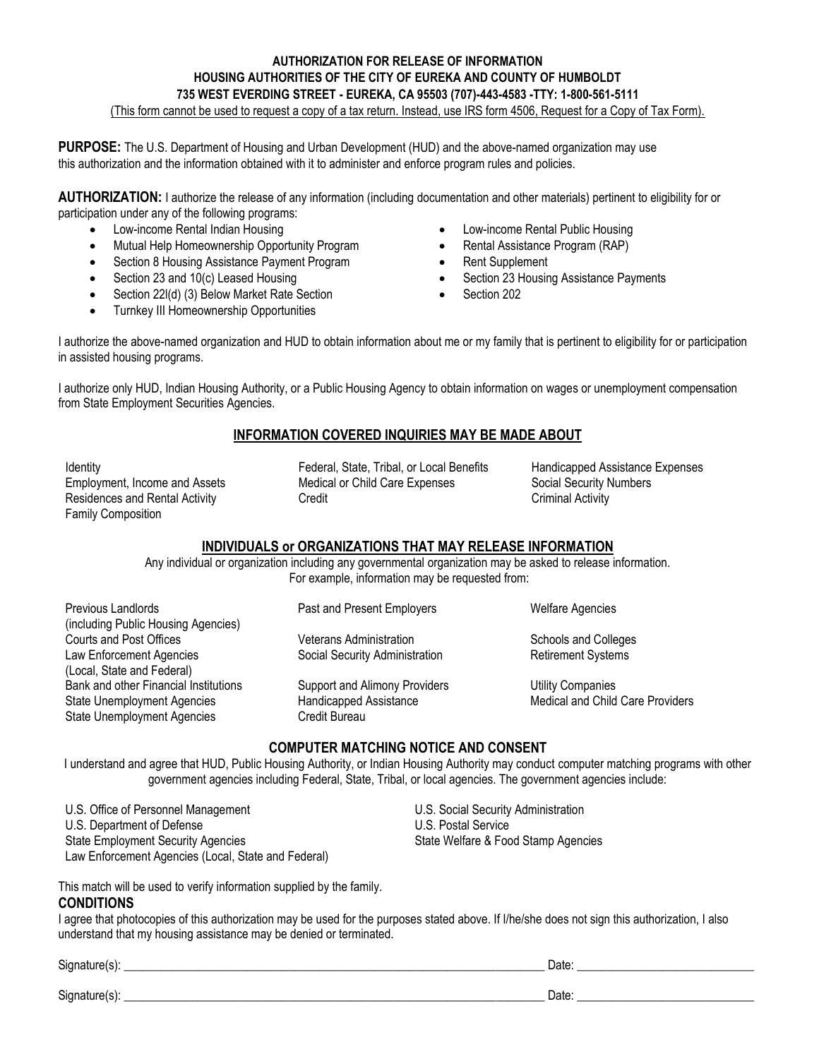**AUTHORIZATION FOR RELEASE OF INFORMATION**
**HOUSING AUTHORITIES OF THE CITY OF EUREKA AND COUNTY OF HUMBOLDT**
**735 WEST EVERDING STREET - EUREKA, CA 95503 (707)-443-4583 -TTY: 1-800-561-5111**

(This form cannot be used to request a copy of a tax return. Instead, use IRS form 4506, Request for a Copy of Tax Form).

**PURPOSE:** The U.S. Department of Housing and Urban Development (HUD) and the above-named organization may use this authorization and the information obtained with it to administer and enforce program rules and policies.

**AUTHORIZATION:** I authorize the release of any information (including documentation and other materials) pertinent to eligibility for or participation under any of the following programs:

- Low-income Rental Indian Housing
- Mutual Help Homeownership Opportunity Program
- Section 8 Housing Assistance Payment Program
- Section 23 and 10(c) Leased Housing
- Section 22l(d) (3) Below Market Rate Section
- Turnkey III Homeownership Opportunities
- Low-income Rental Public Housing
- Rental Assistance Program (RAP)
- Rent Supplement
- Section 23 Housing Assistance Payments
- Section 202

I authorize the above-named organization and HUD to obtain information about me or my family that is pertinent to eligibility for or participation in assisted housing programs.

I authorize only HUD, Indian Housing Authority, or a Public Housing Agency to obtain information on wages or unemployment compensation from State Employment Securities Agencies.

## INFORMATION COVERED INQUIRIES MAY BE MADE ABOUT

| | | |
|---|---|---|
| Identity | Federal, State, Tribal, or Local Benefits | Handicapped Assistance Expenses |
| Employment, Income and Assets | Medical or Child Care Expenses | Social Security Numbers |
| Residences and Rental Activity | Credit | Criminal Activity |
| Family Composition | | |

## INDIVIDUALS or ORGANIZATIONS THAT MAY RELEASE INFORMATION

Any individual or organization including any governmental organization may be asked to release information. For example, information may be requested from:

| | | |
|---|---|---|
| Previous Landlords (including Public Housing Agencies) | Past and Present Employers | Welfare Agencies |
| Courts and Post Offices | Veterans Administration | Schools and Colleges |
| Law Enforcement Agencies (Local, State and Federal) | Social Security Administration | Retirement Systems |
| Bank and other Financial Institutions | Support and Alimony Providers | Utility Companies |
| State Unemployment Agencies | Handicapped Assistance | Medical and Child Care Providers |
| State Unemployment Agencies | Credit Bureau | |

## COMPUTER MATCHING NOTICE AND CONSENT

I understand and agree that HUD, Public Housing Authority, or Indian Housing Authority may conduct computer matching programs with other government agencies including Federal, State, Tribal, or local agencies. The government agencies include:

| | |
|---|---|
| U.S. Office of Personnel Management | U.S. Social Security Administration |
| U.S. Department of Defense | U.S. Postal Service |
| State Employment Security Agencies | State Welfare & Food Stamp Agencies |
| Law Enforcement Agencies (Local, State and Federal) | |

This match will be used to verify information supplied by the family.

## CONDITIONS

I agree that photocopies of this authorization may be used for the purposes stated above. If I/he/she does not sign this authorization, I also understand that my housing assistance may be denied or terminated.

Signature(s): ______________________________________________ Date: ____________________

Signature(s): ______________________________________________ Date: ____________________